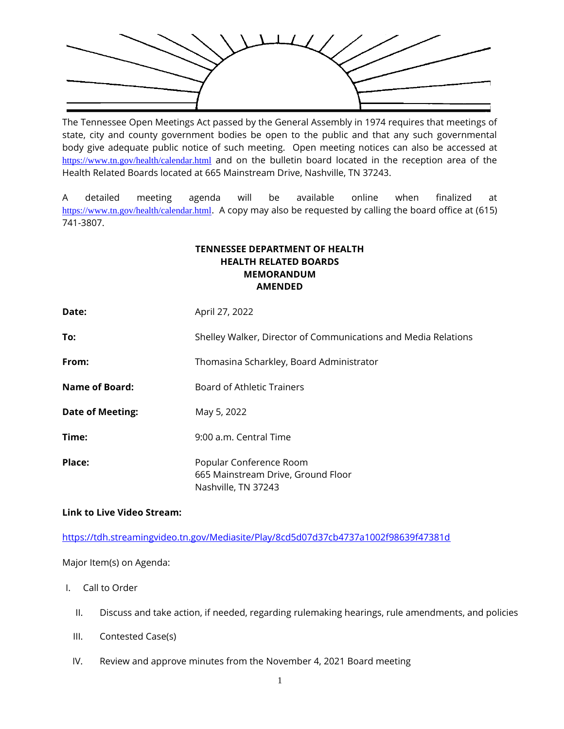The Tennessee Open Meetings Act passed by the General Assembly in 1974 requires that meetings of state, city and county government bodies be open to the public and that any such governmental body give adequate public notice of such meeting. Open meeting notices can also be accessed at https://www.tn.gov/health/calendar.html and on the bulletin board located in the reception area of the Health Related Boards located at 665 Mainstream Drive, Nashville, TN 37243.

A detailed meeting agenda will be available online when finalized at https://www.tn.gov/health/calendar.html. A copy may also be requested by calling the board office at (615) 741-3807.

**TENNESSEE DEPARTMENT OF HEALTH**
**HEALTH RELATED BOARDS**
**MEMORANDUM**
**AMENDED**

**Date:** April 27, 2022

**To:** Shelley Walker, Director of Communications and Media Relations

**From:** Thomasina Scharkley, Board Administrator

**Name of Board:** Board of Athletic Trainers

**Date of Meeting:** May 5, 2022

**Time:** 9:00 a.m. Central Time

**Place:** Popular Conference Room
665 Mainstream Drive, Ground Floor
Nashville, TN 37243

**Link to Live Video Stream:**

https://tdh.streamingvideo.tn.gov/Mediasite/Play/8cd5d07d37cb4737a1002f98639f47381d

Major Item(s) on Agenda:

I. Call to Order

II. Discuss and take action, if needed, regarding rulemaking hearings, rule amendments, and policies

III. Contested Case(s)

IV. Review and approve minutes from the November 4, 2021 Board meeting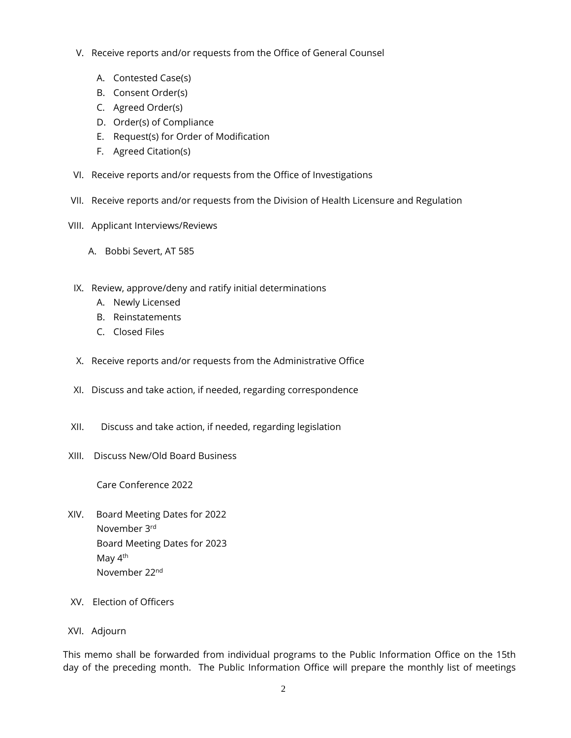V. Receive reports and/or requests from the Office of General Counsel

   A. Contested Case(s)
   B. Consent Order(s)
   C. Agreed Order(s)
   D. Order(s) of Compliance
   E. Request(s) for Order of Modification
   F. Agreed Citation(s)

VI. Receive reports and/or requests from the Office of Investigations

VII. Receive reports and/or requests from the Division of Health Licensure and Regulation

VIII. Applicant Interviews/Reviews

   A. Bobbi Severt, AT 585

IX. Review, approve/deny and ratify initial determinations

   A. Newly Licensed
   B. Reinstatements
   C. Closed Files

X. Receive reports and/or requests from the Administrative Office

XI. Discuss and take action, if needed, regarding correspondence

XII. Discuss and take action, if needed, regarding legislation

XIII. Discuss New/Old Board Business

   Care Conference 2022

XIV. Board Meeting Dates for 2022
   November 3rd
   Board Meeting Dates for 2023
   May 4th
   November 22nd

XV. Election of Officers

XVI. Adjourn

This memo shall be forwarded from individual programs to the Public Information Office on the 15th day of the preceding month. The Public Information Office will prepare the monthly list of meetings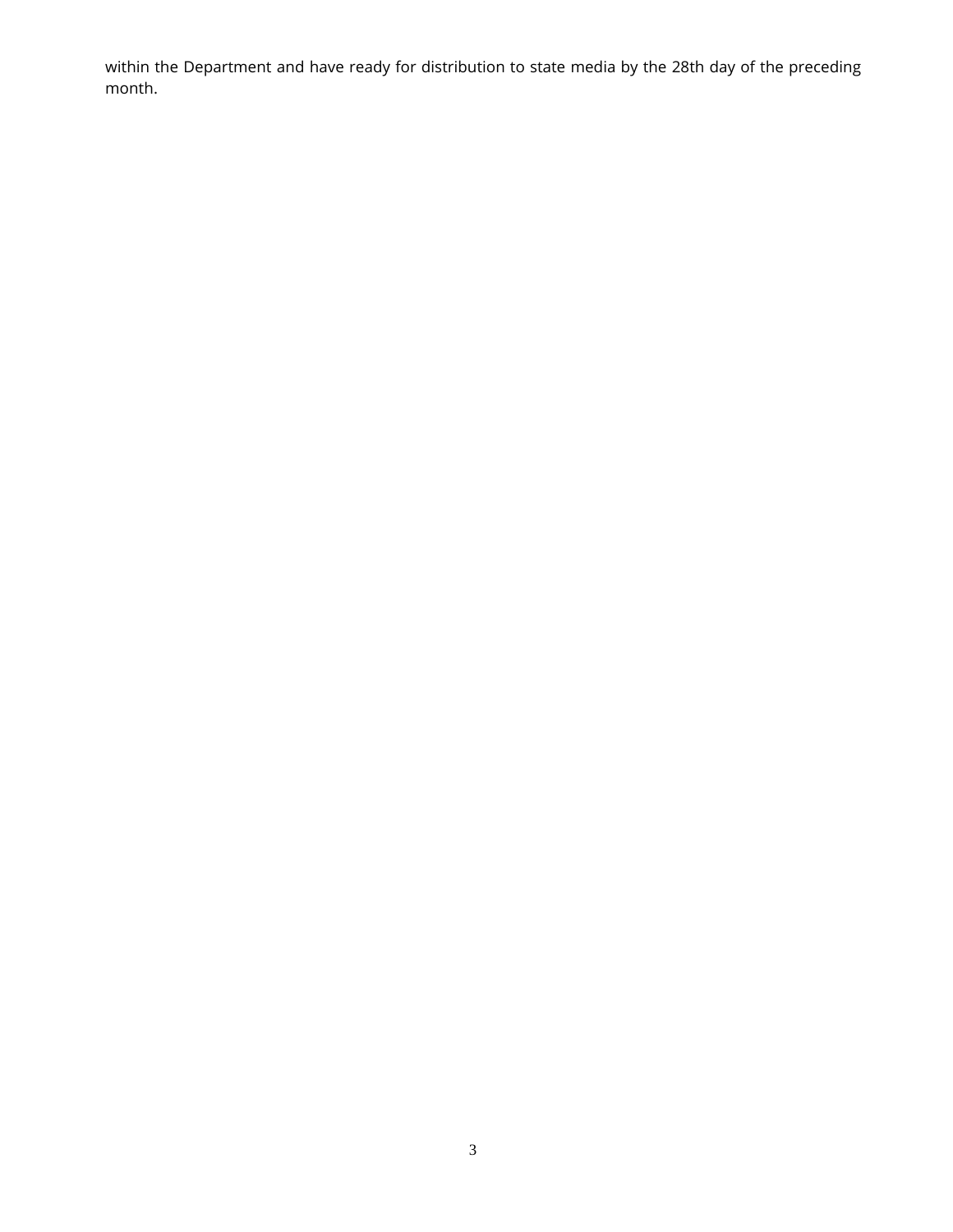within the Department and have ready for distribution to state media by the 28th day of the preceding month.